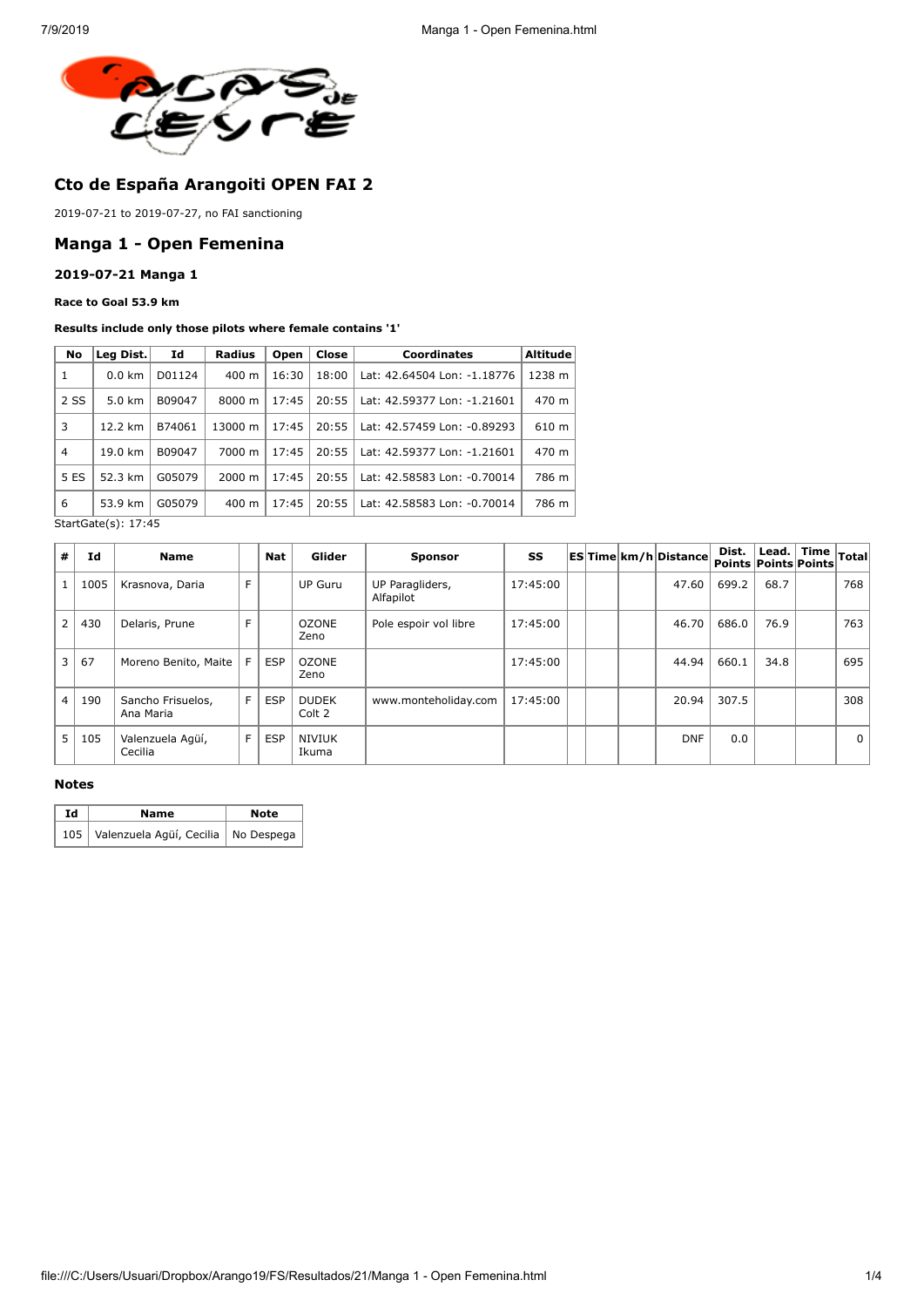## Cto de España Arangoiti OPEN FAI 2

2019-07-21 to 2019-07-27, no FAI sanctioning

## Manga 1 - Open Femenina

### 2019-07-21 Manga 1

**Race to Goal 53.9 km**

**Results include only those pilots where female contains '1'**

| No | Leg Dist. | Id | Radius | Open | Close | Coordinates | Altitude |
|---|---|---|---|---|---|---|---|
| 1 | 0.0 km | D01124 | 400 m | 16:30 | 18:00 | Lat: 42.64504 Lon: -1.18776 | 1238 m |
| 2 SS | 5.0 km | B09047 | 8000 m | 17:45 | 20:55 | Lat: 42.59377 Lon: -1.21601 | 470 m |
| 3 | 12.2 km | B74061 | 13000 m | 17:45 | 20:55 | Lat: 42.57459 Lon: -0.89293 | 610 m |
| 4 | 19.0 km | B09047 | 7000 m | 17:45 | 20:55 | Lat: 42.59377 Lon: -1.21601 | 470 m |
| 5 ES | 52.3 km | G05079 | 2000 m | 17:45 | 20:55 | Lat: 42.58583 Lon: -0.70014 | 786 m |
| 6 | 53.9 km | G05079 | 400 m | 17:45 | 20:55 | Lat: 42.58583 Lon: -0.70014 | 786 m |

StartGate(s): 17:45

| # | Id | Name | | Nat | Glider | Sponsor | SS | ES | Time | km/h | Distance | Dist. Points | Lead. Points | Time Points | Total |
|---|---|---|---|---|---|---|---|---|---|---|---|---|---|---|---|
| 1 | 1005 | Krasnova, Daria | F | | UP Guru | UP Paragliders, Alfapilot | 17:45:00 | | | | 47.60 | 699.2 | 68.7 | | 768 |
| 2 | 430 | Delaris, Prune | F | | OZONE Zeno | Pole espoir vol libre | 17:45:00 | | | | 46.70 | 686.0 | 76.9 | | 763 |
| 3 | 67 | Moreno Benito, Maite | F | ESP | OZONE Zeno | | 17:45:00 | | | | 44.94 | 660.1 | 34.8 | | 695 |
| 4 | 190 | Sancho Frisuelos, Ana Maria | F | ESP | DUDEK Colt 2 | www.monteholiday.com | 17:45:00 | | | | 20.94 | 307.5 | | | 308 |
| 5 | 105 | Valenzuela Agüí, Cecilia | F | ESP | NIVIUK Ikuma | | | | | | DNF | 0.0 | | | 0 |

### Notes

| Id | Name | Note |
|---|---|---|
| 105 | Valenzuela Agüí, Cecilia | No Despega |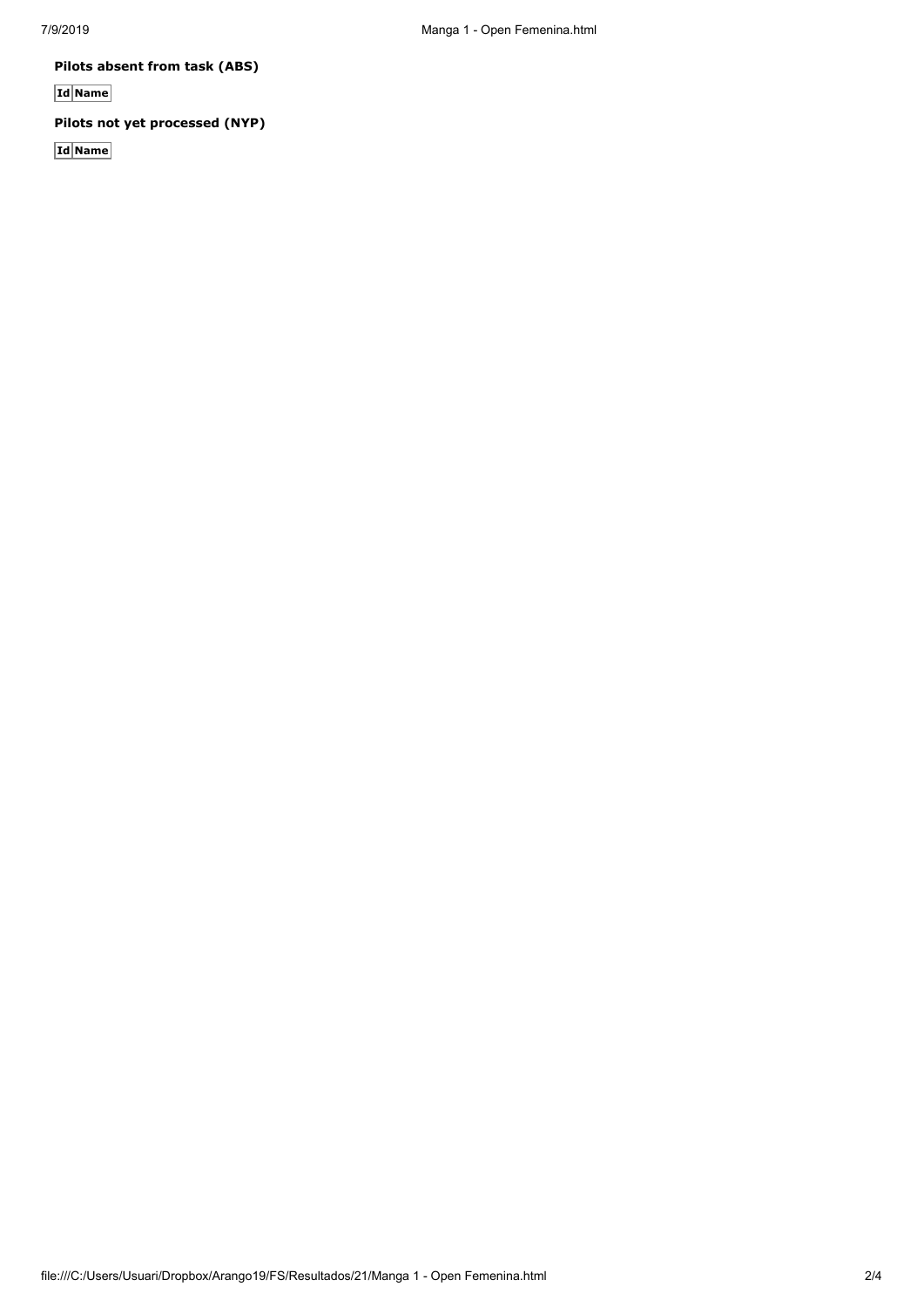**Pilots absent from task (ABS)**

| Id | Name |
|---|---|

**Pilots not yet processed (NYP)**

| Id | Name |
|---|---|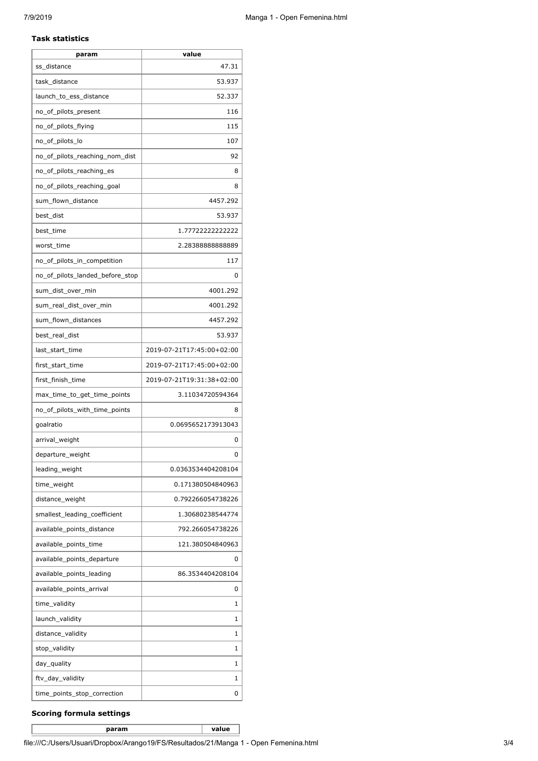**Task statistics**

| param | value |
|---|---|
| ss_distance | 47.31 |
| task_distance | 53.937 |
| launch_to_ess_distance | 52.337 |
| no_of_pilots_present | 116 |
| no_of_pilots_flying | 115 |
| no_of_pilots_lo | 107 |
| no_of_pilots_reaching_nom_dist | 92 |
| no_of_pilots_reaching_es | 8 |
| no_of_pilots_reaching_goal | 8 |
| sum_flown_distance | 4457.292 |
| best_dist | 53.937 |
| best_time | 1.77722222222222 |
| worst_time | 2.28388888888889 |
| no_of_pilots_in_competition | 117 |
| no_of_pilots_landed_before_stop | 0 |
| sum_dist_over_min | 4001.292 |
| sum_real_dist_over_min | 4001.292 |
| sum_flown_distances | 4457.292 |
| best_real_dist | 53.937 |
| last_start_time | 2019-07-21T17:45:00+02:00 |
| first_start_time | 2019-07-21T17:45:00+02:00 |
| first_finish_time | 2019-07-21T19:31:38+02:00 |
| max_time_to_get_time_points | 3.11034720594364 |
| no_of_pilots_with_time_points | 8 |
| goalratio | 0.0695652173913043 |
| arrival_weight | 0 |
| departure_weight | 0 |
| leading_weight | 0.0363534404208104 |
| time_weight | 0.171380504840963 |
| distance_weight | 0.792266054738226 |
| smallest_leading_coefficient | 1.30680238544774 |
| available_points_distance | 792.266054738226 |
| available_points_time | 121.380504840963 |
| available_points_departure | 0 |
| available_points_leading | 86.3534404208104 |
| available_points_arrival | 0 |
| time_validity | 1 |
| launch_validity | 1 |
| distance_validity | 1 |
| stop_validity | 1 |
| day_quality | 1 |
| ftv_day_validity | 1 |
| time_points_stop_correction | 0 |

**Scoring formula settings**

| param | value |
|---|---|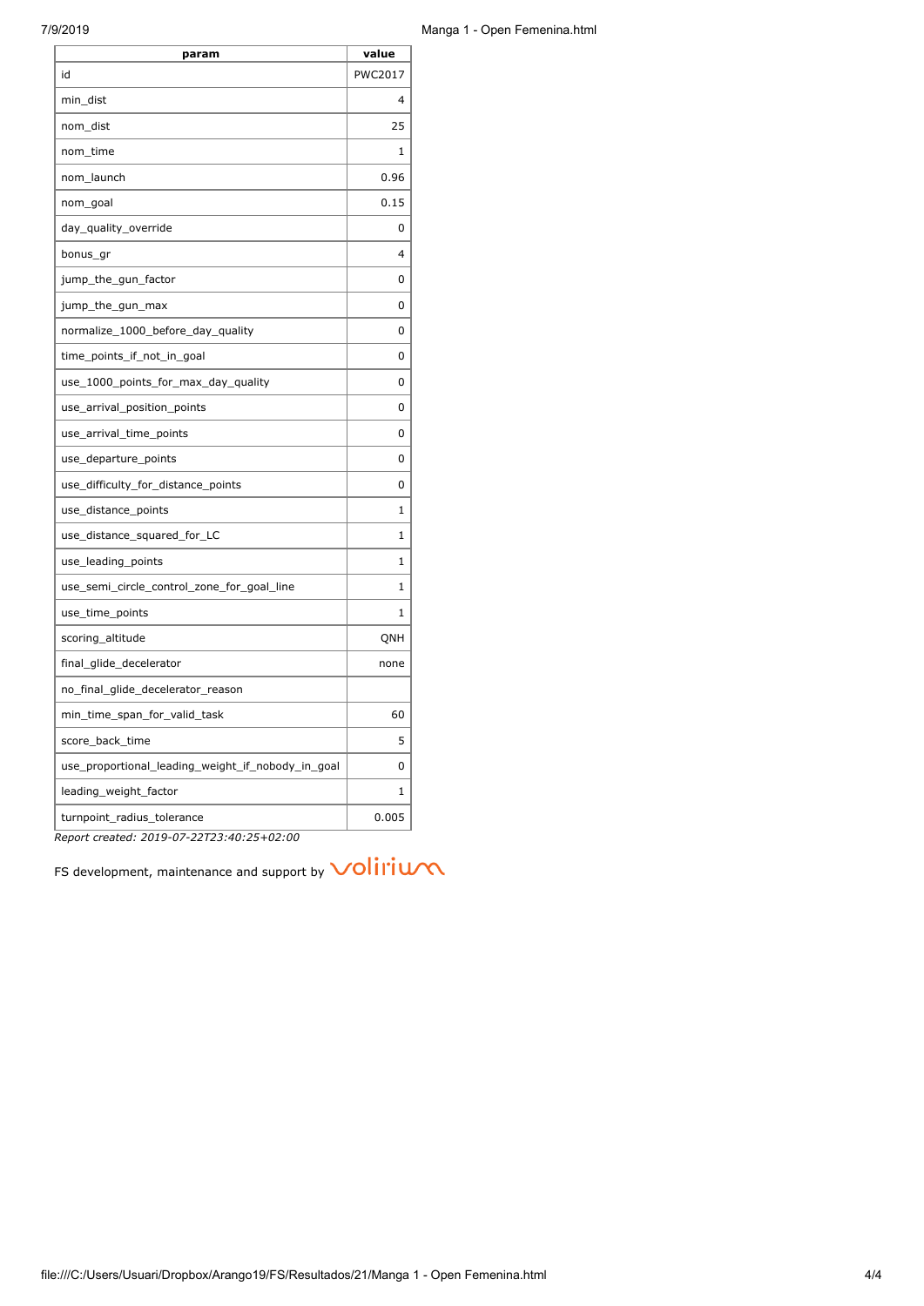| param | value |
| --- | --- |
| id | PWC2017 |
| min_dist | 4 |
| nom_dist | 25 |
| nom_time | 1 |
| nom_launch | 0.96 |
| nom_goal | 0.15 |
| day_quality_override | 0 |
| bonus_gr | 4 |
| jump_the_gun_factor | 0 |
| jump_the_gun_max | 0 |
| normalize_1000_before_day_quality | 0 |
| time_points_if_not_in_goal | 0 |
| use_1000_points_for_max_day_quality | 0 |
| use_arrival_position_points | 0 |
| use_arrival_time_points | 0 |
| use_departure_points | 0 |
| use_difficulty_for_distance_points | 0 |
| use_distance_points | 1 |
| use_distance_squared_for_LC | 1 |
| use_leading_points | 1 |
| use_semi_circle_control_zone_for_goal_line | 1 |
| use_time_points | 1 |
| scoring_altitude | QNH |
| final_glide_decelerator | none |
| no_final_glide_decelerator_reason | |
| min_time_span_for_valid_task | 60 |
| score_back_time | 5 |
| use_proportional_leading_weight_if_nobody_in_goal | 0 |
| leading_weight_factor | 1 |
| turnpoint_radius_tolerance | 0.005 |

*Report created: 2019-07-22T23:40:25+02:00*

FS development, maintenance and support by volirium